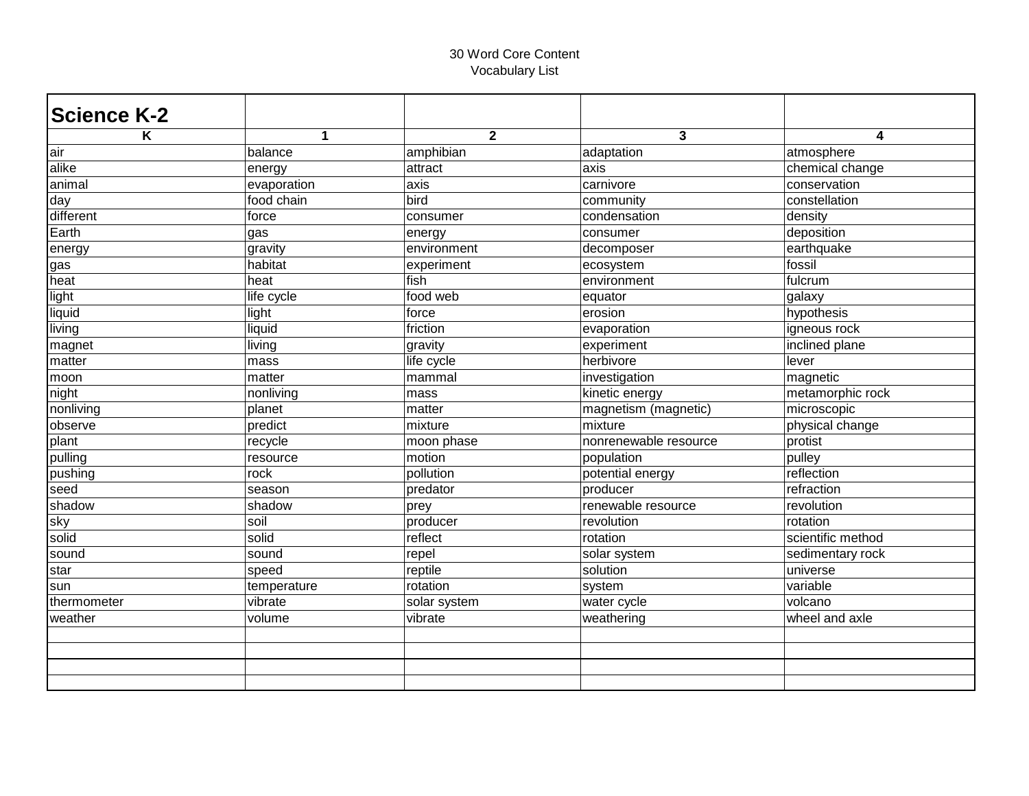30 Word Core Content
Vocabulary List

| **Science K-2** | | | | |
|---|---|---|---|---|
| **K** | **1** | **2** | **3** | **4** |
| air | balance | amphibian | adaptation | atmosphere |
| alike | energy | attract | axis | chemical change |
| animal | evaporation | axis | carnivore | conservation |
| day | food chain | bird | community | constellation |
| different | force | consumer | condensation | density |
| Earth | gas | energy | consumer | deposition |
| energy | gravity | environment | decomposer | earthquake |
| gas | habitat | experiment | ecosystem | fossil |
| heat | heat | fish | environment | fulcrum |
| light | life cycle | food web | equator | galaxy |
| liquid | light | force | erosion | hypothesis |
| living | liquid | friction | evaporation | igneous rock |
| magnet | living | gravity | experiment | inclined plane |
| matter | mass | life cycle | herbivore | lever |
| moon | matter | mammal | investigation | magnetic |
| night | nonliving | mass | kinetic energy | metamorphic rock |
| nonliving | planet | matter | magnetism (magnetic) | microscopic |
| observe | predict | mixture | mixture | physical change |
| plant | recycle | moon phase | nonrenewable resource | protist |
| pulling | resource | motion | population | pulley |
| pushing | rock | pollution | potential energy | reflection |
| seed | season | predator | producer | refraction |
| shadow | shadow | prey | renewable resource | revolution |
| sky | soil | producer | revolution | rotation |
| solid | solid | reflect | rotation | scientific method |
| sound | sound | repel | solar system | sedimentary rock |
| star | speed | reptile | solution | universe |
| sun | temperature | rotation | system | variable |
| thermometer | vibrate | solar system | water cycle | volcano |
| weather | volume | vibrate | weathering | wheel and axle |
| | | | | |
| | | | | |
| | | | | |
| | | | | |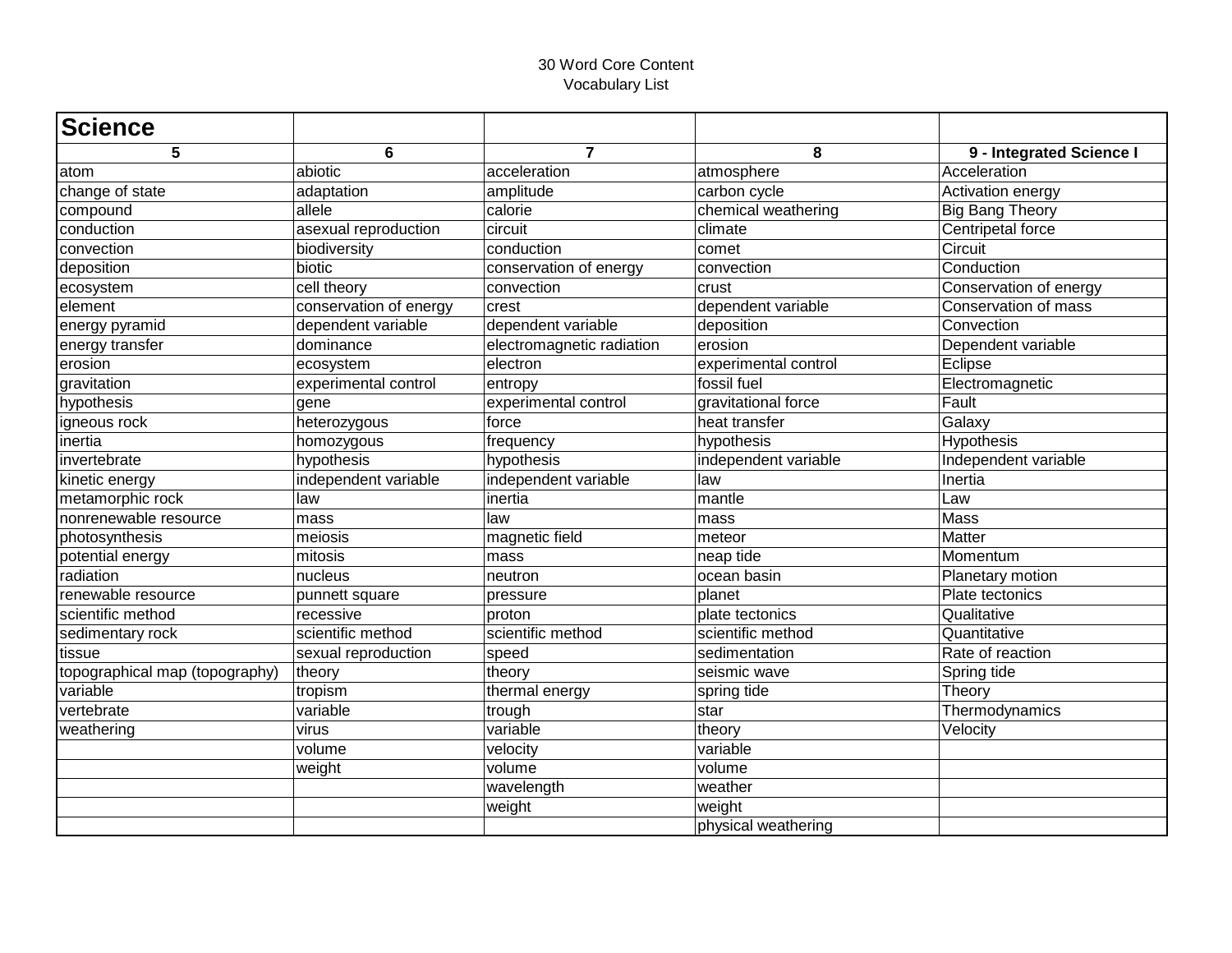30 Word Core Content
Vocabulary List

| Science | | | | |
|---|---|---|---|---|
| **5** | **6** | **7** | **8** | **9 - Integrated Science I** |
| atom | abiotic | acceleration | atmosphere | Acceleration |
| change of state | adaptation | amplitude | carbon cycle | Activation energy |
| compound | allele | calorie | chemical weathering | Big Bang Theory |
| conduction | asexual reproduction | circuit | climate | Centripetal force |
| convection | biodiversity | conduction | comet | Circuit |
| deposition | biotic | conservation of energy | convection | Conduction |
| ecosystem | cell theory | convection | crust | Conservation of energy |
| element | conservation of energy | crest | dependent variable | Conservation of mass |
| energy pyramid | dependent variable | dependent variable | deposition | Convection |
| energy transfer | dominance | electromagnetic radiation | erosion | Dependent variable |
| erosion | ecosystem | electron | experimental control | Eclipse |
| gravitation | experimental control | entropy | fossil fuel | Electromagnetic |
| hypothesis | gene | experimental control | gravitational force | Fault |
| igneous rock | heterozygous | force | heat transfer | Galaxy |
| inertia | homozygous | frequency | hypothesis | Hypothesis |
| invertebrate | hypothesis | hypothesis | independent variable | Independent variable |
| kinetic energy | independent variable | independent variable | law | Inertia |
| metamorphic rock | law | inertia | mantle | Law |
| nonrenewable resource | mass | law | mass | Mass |
| photosynthesis | meiosis | magnetic field | meteor | Matter |
| potential energy | mitosis | mass | neap tide | Momentum |
| radiation | nucleus | neutron | ocean basin | Planetary motion |
| renewable resource | punnett square | pressure | planet | Plate tectonics |
| scientific method | recessive | proton | plate tectonics | Qualitative |
| sedimentary rock | scientific method | scientific method | scientific method | Quantitative |
| tissue | sexual reproduction | speed | sedimentation | Rate of reaction |
| topographical map (topography) | theory | theory | seismic wave | Spring tide |
| variable | tropism | thermal energy | spring tide | Theory |
| vertebrate | variable | trough | star | Thermodynamics |
| weathering | virus | variable | theory | Velocity |
| | volume | velocity | variable | |
| | weight | volume | volume | |
| | | wavelength | weather | |
| | | weight | weight | |
| | | | physical weathering | |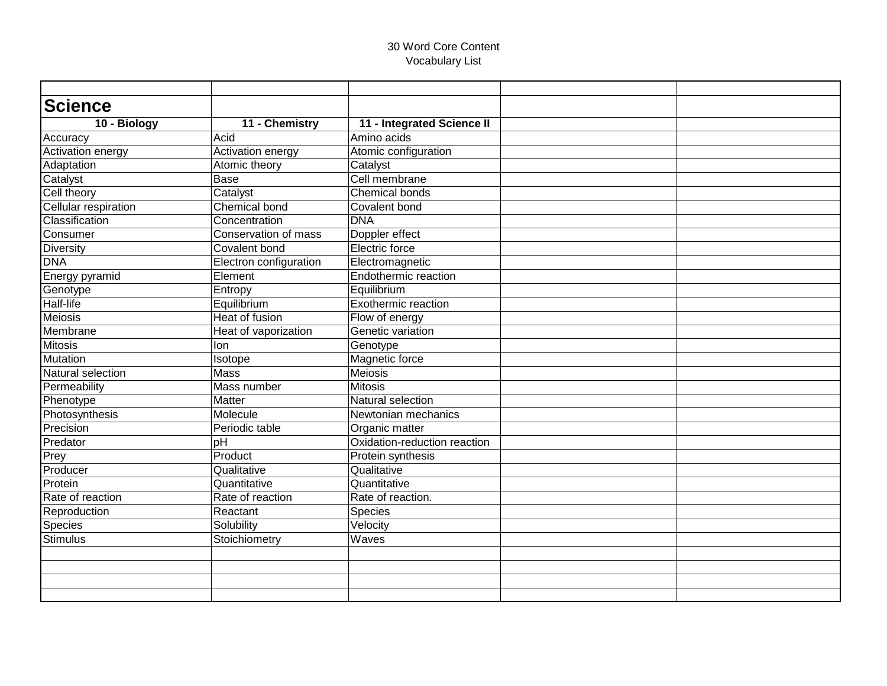30 Word Core Content
Vocabulary List

## Science

| 10 - Biology | 11 - Chemistry | 11 - Integrated Science II | | |
|---|---|---|---|---|
| Accuracy | Acid | Amino acids | | |
| Activation energy | Activation energy | Atomic configuration | | |
| Adaptation | Atomic theory | Catalyst | | |
| Catalyst | Base | Cell membrane | | |
| Cell theory | Catalyst | Chemical bonds | | |
| Cellular respiration | Chemical bond | Covalent bond | | |
| Classification | Concentration | DNA | | |
| Consumer | Conservation of mass | Doppler effect | | |
| Diversity | Covalent bond | Electric force | | |
| DNA | Electron configuration | Electromagnetic | | |
| Energy pyramid | Element | Endothermic reaction | | |
| Genotype | Entropy | Equilibrium | | |
| Half-life | Equilibrium | Exothermic reaction | | |
| Meiosis | Heat of fusion | Flow of energy | | |
| Membrane | Heat of vaporization | Genetic variation | | |
| Mitosis | Ion | Genotype | | |
| Mutation | Isotope | Magnetic force | | |
| Natural selection | Mass | Meiosis | | |
| Permeability | Mass number | Mitosis | | |
| Phenotype | Matter | Natural selection | | |
| Photosynthesis | Molecule | Newtonian mechanics | | |
| Precision | Periodic table | Organic matter | | |
| Predator | pH | Oxidation-reduction reaction | | |
| Prey | Product | Protein synthesis | | |
| Producer | Qualitative | Qualitative | | |
| Protein | Quantitative | Quantitative | | |
| Rate of reaction | Rate of reaction | Rate of reaction. | | |
| Reproduction | Reactant | Species | | |
| Species | Solubility | Velocity | | |
| Stimulus | Stoichiometry | Waves | | |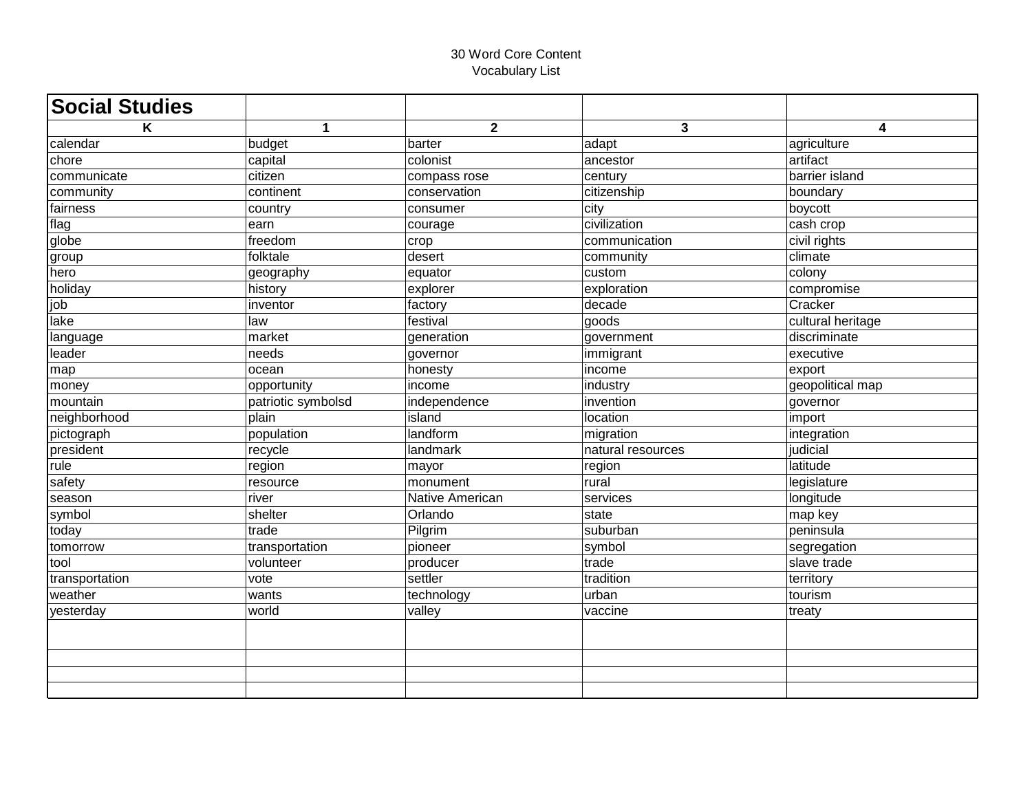30 Word Core Content
Vocabulary List

| Social Studies | | | | |
|---|---|---|---|---|
| K | 1 | 2 | 3 | 4 |
| calendar | budget | barter | adapt | agriculture |
| chore | capital | colonist | ancestor | artifact |
| communicate | citizen | compass rose | century | barrier island |
| community | continent | conservation | citizenship | boundary |
| fairness | country | consumer | city | boycott |
| flag | earn | courage | civilization | cash crop |
| globe | freedom | crop | communication | civil rights |
| group | folktale | desert | community | climate |
| hero | geography | equator | custom | colony |
| holiday | history | explorer | exploration | compromise |
| job | inventor | factory | decade | Cracker |
| lake | law | festival | goods | cultural heritage |
| language | market | generation | government | discriminate |
| leader | needs | governor | immigrant | executive |
| map | ocean | honesty | income | export |
| money | opportunity | income | industry | geopolitical map |
| mountain | patriotic symbolsd | independence | invention | governor |
| neighborhood | plain | island | location | import |
| pictograph | population | landform | migration | integration |
| president | recycle | landmark | natural resources | judicial |
| rule | region | mayor | region | latitude |
| safety | resource | monument | rural | legislature |
| season | river | Native American | services | longitude |
| symbol | shelter | Orlando | state | map key |
| today | trade | Pilgrim | suburban | peninsula |
| tomorrow | transportation | pioneer | symbol | segregation |
| tool | volunteer | producer | trade | slave trade |
| transportation | vote | settler | tradition | territory |
| weather | wants | technology | urban | tourism |
| yesterday | world | valley | vaccine | treaty |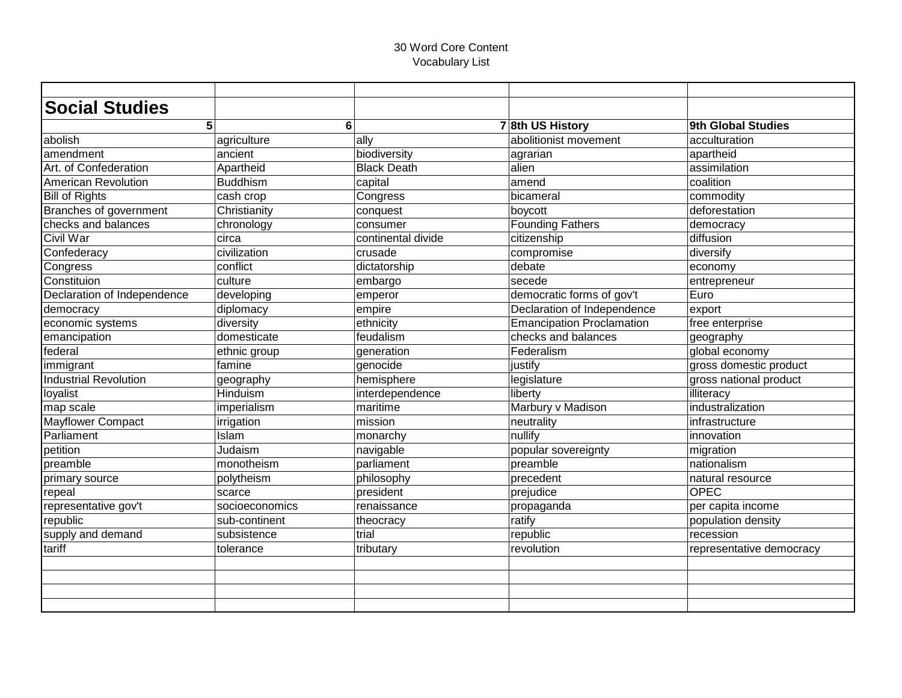30 Word Core Content
Vocabulary List

## Social Studies

| 5 | 6 | 7 | 8th US History | 9th Global Studies |
|---|---|---|---|---|
| abolish | agriculture | ally | abolitionist movement | acculturation |
| amendment | ancient | biodiversity | agrarian | apartheid |
| Art. of Confederation | Apartheid | Black Death | alien | assimilation |
| American Revolution | Buddhism | capital | amend | coalition |
| Bill of Rights | cash crop | Congress | bicameral | commodity |
| Branches of government | Christianity | conquest | boycott | deforestation |
| checks and balances | chronology | consumer | Founding Fathers | democracy |
| Civil War | circa | continental divide | citizenship | diffusion |
| Confederacy | civilization | crusade | compromise | diversify |
| Congress | conflict | dictatorship | debate | economy |
| Constituion | culture | embargo | secede | entrepreneur |
| Declaration of Independence | developing | emperor | democratic forms of gov't | Euro |
| democracy | diplomacy | empire | Declaration of Independence | export |
| economic systems | diversity | ethnicity | Emancipation Proclamation | free enterprise |
| emancipation | domesticate | feudalism | checks and balances | geography |
| federal | ethnic group | generation | Federalism | global economy |
| immigrant | famine | genocide | justify | gross domestic product |
| Industrial Revolution | geography | hemisphere | legislature | gross national product |
| loyalist | Hinduism | interdependence | liberty | illiteracy |
| map scale | imperialism | maritime | Marbury v Madison | industralization |
| Mayflower Compact | irrigation | mission | neutrality | infrastructure |
| Parliament | Islam | monarchy | nullify | innovation |
| petition | Judaism | navigable | popular sovereignty | migration |
| preamble | monotheism | parliament | preamble | nationalism |
| primary source | polytheism | philosophy | precedent | natural resource |
| repeal | scarce | president | prejudice | OPEC |
| representative gov't | socioeconomics | renaissance | propaganda | per capita income |
| republic | sub-continent | theocracy | ratify | population density |
| supply and demand | subsistence | trial | republic | recession |
| tariff | tolerance | tributary | revolution | representative democracy |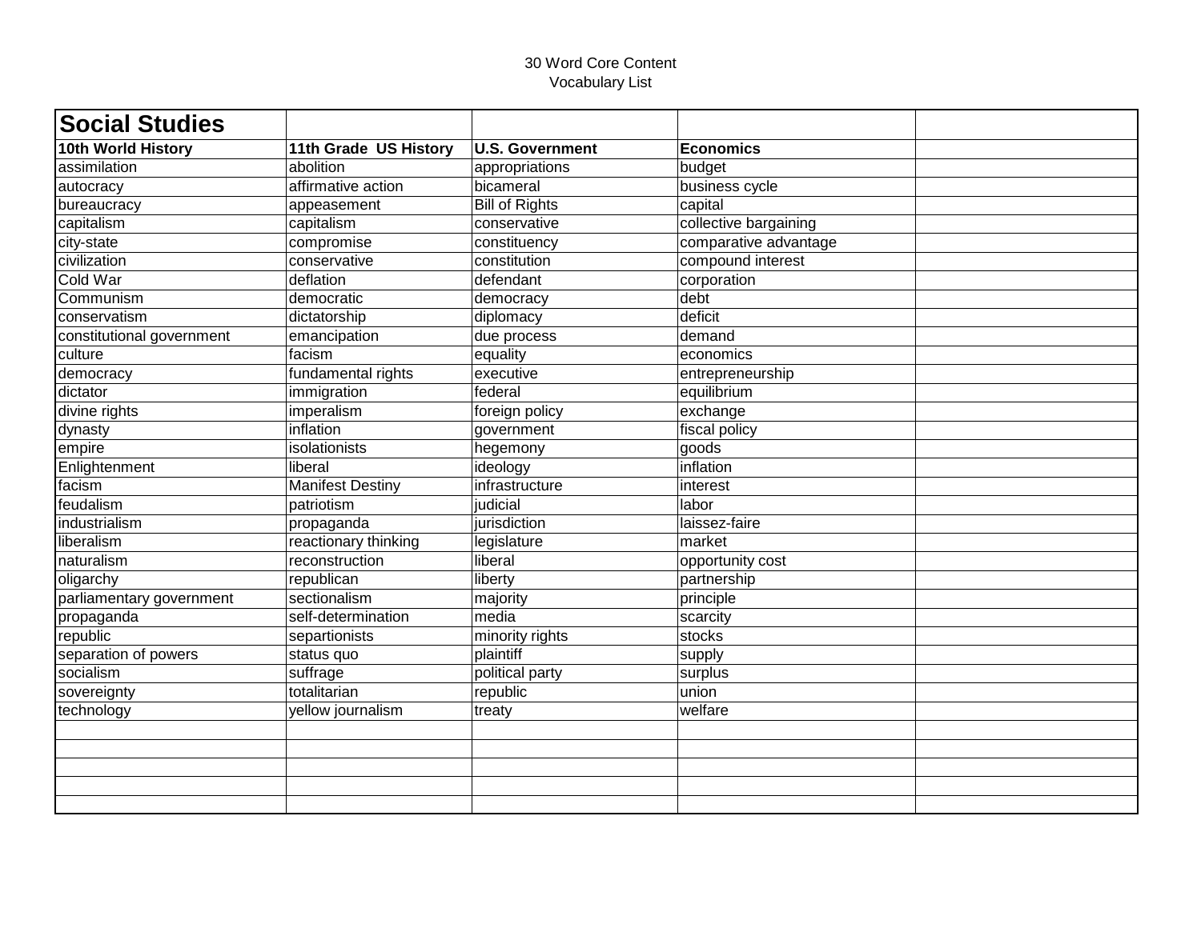30 Word Core Content
Vocabulary List

| **Social Studies** | | | | |
|---|---|---|---|---|
| **10th World History** | **11th Grade US History** | **U.S. Government** | **Economics** | |
| assimilation | abolition | appropriations | budget | |
| autocracy | affirmative action | bicameral | business cycle | |
| bureaucracy | appeasement | Bill of Rights | capital | |
| capitalism | capitalism | conservative | collective bargaining | |
| city-state | compromise | constituency | comparative advantage | |
| civilization | conservative | constitution | compound interest | |
| Cold War | deflation | defendant | corporation | |
| Communism | democratic | democracy | debt | |
| conservatism | dictatorship | diplomacy | deficit | |
| constitutional government | emancipation | due process | demand | |
| culture | facism | equality | economics | |
| democracy | fundamental rights | executive | entrepreneurship | |
| dictator | immigration | federal | equilibrium | |
| divine rights | imperalism | foreign policy | exchange | |
| dynasty | inflation | government | fiscal policy | |
| empire | isolationists | hegemony | goods | |
| Enlightenment | liberal | ideology | inflation | |
| facism | Manifest Destiny | infrastructure | interest | |
| feudalism | patriotism | judicial | labor | |
| industrialism | propaganda | jurisdiction | laissez-faire | |
| liberalism | reactionary thinking | legislature | market | |
| naturalism | reconstruction | liberal | opportunity cost | |
| oligarchy | republican | liberty | partnership | |
| parliamentary government | sectionalism | majority | principle | |
| propaganda | self-determination | media | scarcity | |
| republic | separtionists | minority rights | stocks | |
| separation of powers | status quo | plaintiff | supply | |
| socialism | suffrage | political party | surplus | |
| sovereignty | totalitarian | republic | union | |
| technology | yellow journalism | treaty | welfare | |
| | | | | |
| | | | | |
| | | | | |
| | | | | |
| | | | | |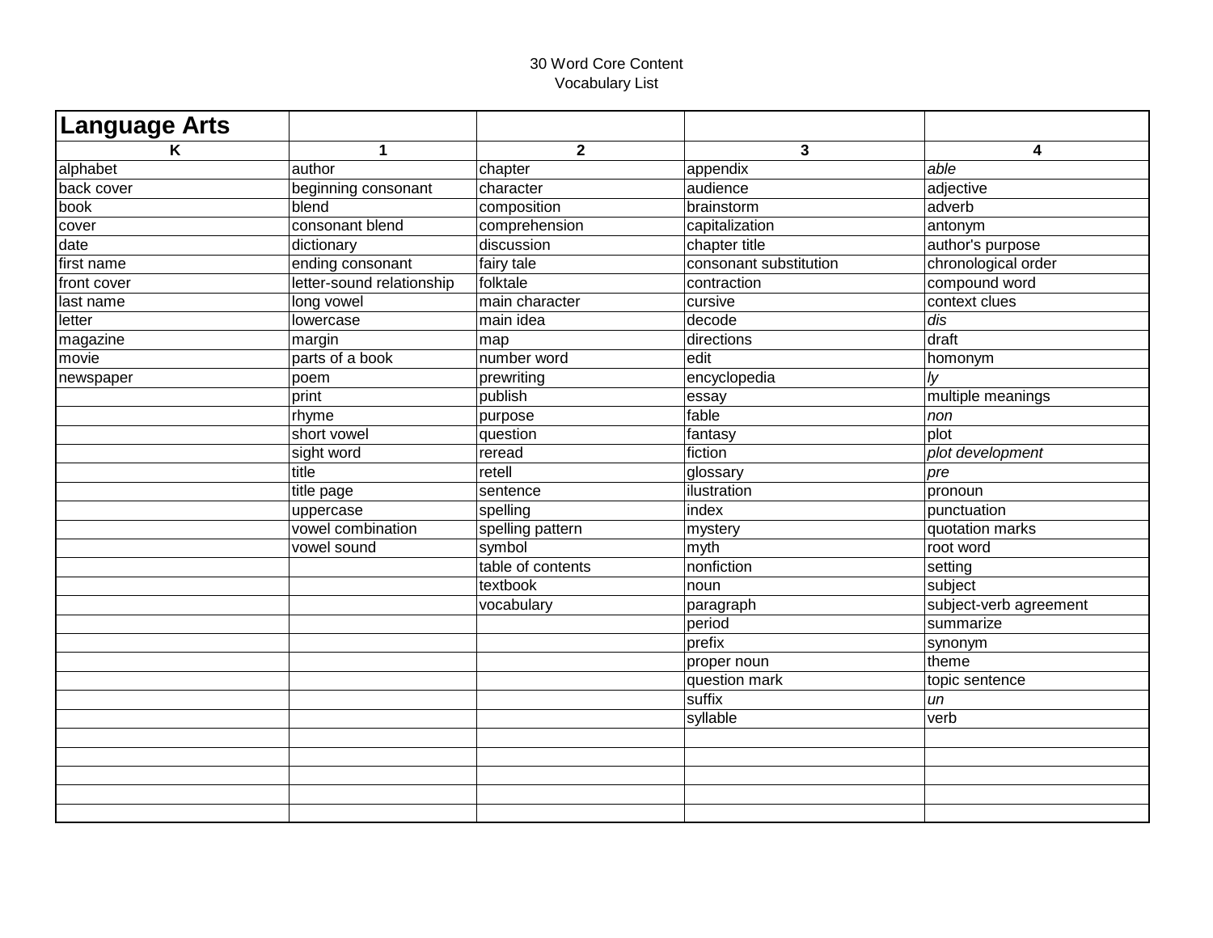30 Word Core Content
Vocabulary List

| **Language Arts** | | | | |
|---|---|---|---|---|
| **K** | **1** | **2** | **3** | **4** |
| alphabet | author | chapter | appendix | *able* |
| back cover | beginning consonant | character | audience | adjective |
| book | blend | composition | brainstorm | adverb |
| cover | consonant blend | comprehension | capitalization | antonym |
| date | dictionary | discussion | chapter title | author's purpose |
| first name | ending consonant | fairy tale | consonant substitution | chronological order |
| front cover | letter-sound relationship | folktale | contraction | compound word |
| last name | long vowel | main character | cursive | context clues |
| letter | lowercase | main idea | decode | *dis* |
| magazine | margin | map | directions | draft |
| movie | parts of a book | number word | edit | homonym |
| newspaper | poem | prewriting | encyclopedia | *ly* |
| | print | publish | essay | multiple meanings |
| | rhyme | purpose | fable | *non* |
| | short vowel | question | fantasy | plot |
| | sight word | reread | fiction | *plot development* |
| | title | retell | glossary | *pre* |
| | title page | sentence | ilustration | pronoun |
| | uppercase | spelling | index | punctuation |
| | vowel combination | spelling pattern | mystery | quotation marks |
| | vowel sound | symbol | myth | root word |
| | | table of contents | nonfiction | setting |
| | | textbook | noun | subject |
| | | vocabulary | paragraph | subject-verb agreement |
| | | | period | summarize |
| | | | prefix | synonym |
| | | | proper noun | theme |
| | | | question mark | topic sentence |
| | | | suffix | *un* |
| | | | syllable | verb |
| | | | | |
| | | | | |
| | | | | |
| | | | | |
| | | | | |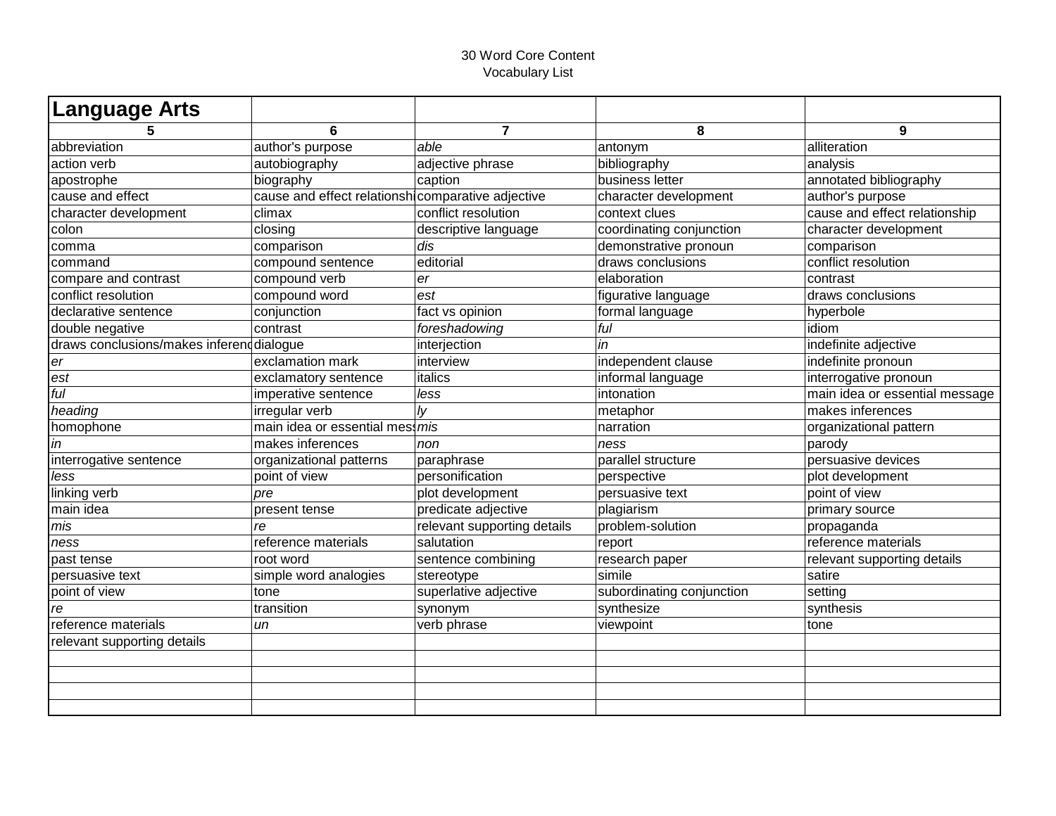30 Word Core Content
Vocabulary List

| **Language Arts** | | | | |
|---|---|---|---|---|
| **5** | **6** | **7** | **8** | **9** |
| abbreviation | author's purpose | *able* | antonym | alliteration |
| action verb | autobiography | adjective phrase | bibliography | analysis |
| apostrophe | biography | caption | business letter | annotated bibliography |
| cause and effect | cause and effect relationshi | comparative adjective | character development | author's purpose |
| character development | climax | conflict resolution | context clues | cause and effect relationship |
| colon | closing | descriptive language | coordinating conjunction | character development |
| comma | comparison | *dis* | demonstrative pronoun | comparison |
| command | compound sentence | editorial | draws conclusions | conflict resolution |
| compare and contrast | compound verb | *er* | elaboration | contrast |
| conflict resolution | compound word | *est* | figurative language | draws conclusions |
| declarative sentence | conjunction | fact vs opinion | formal language | hyperbole |
| double negative | contrast | *foreshadowing* | *ful* | idiom |
| draws conclusions/makes inferenc | dialogue | interjection | *in* | indefinite adjective |
| *er* | exclamation mark | interview | independent clause | indefinite pronoun |
| *est* | exclamatory sentence | italics | informal language | interrogative pronoun |
| *ful* | imperative sentence | *less* | intonation | main idea or essential message |
| *heading* | irregular verb | *ly* | metaphor | makes inferences |
| homophone | main idea or essential mes | *mis* | narration | organizational pattern |
| *in* | makes inferences | *non* | *ness* | parody |
| interrogative sentence | organizational patterns | paraphrase | parallel structure | persuasive devices |
| *less* | point of view | personification | perspective | plot development |
| linking verb | *pre* | plot development | persuasive text | point of view |
| main idea | present tense | predicate adjective | plagiarism | primary source |
| *mis* | *re* | relevant supporting details | problem-solution | propaganda |
| *ness* | reference materials | salutation | report | reference materials |
| past tense | root word | sentence combining | research paper | relevant supporting details |
| persuasive text | simple word analogies | stereotype | simile | satire |
| point of view | tone | superlative adjective | subordinating conjunction | setting |
| *re* | transition | synonym | synthesize | synthesis |
| reference materials | *un* | verb phrase | viewpoint | tone |
| relevant supporting details | | | | |
| | | | | |
| | | | | |
| | | | | |
| | | | | |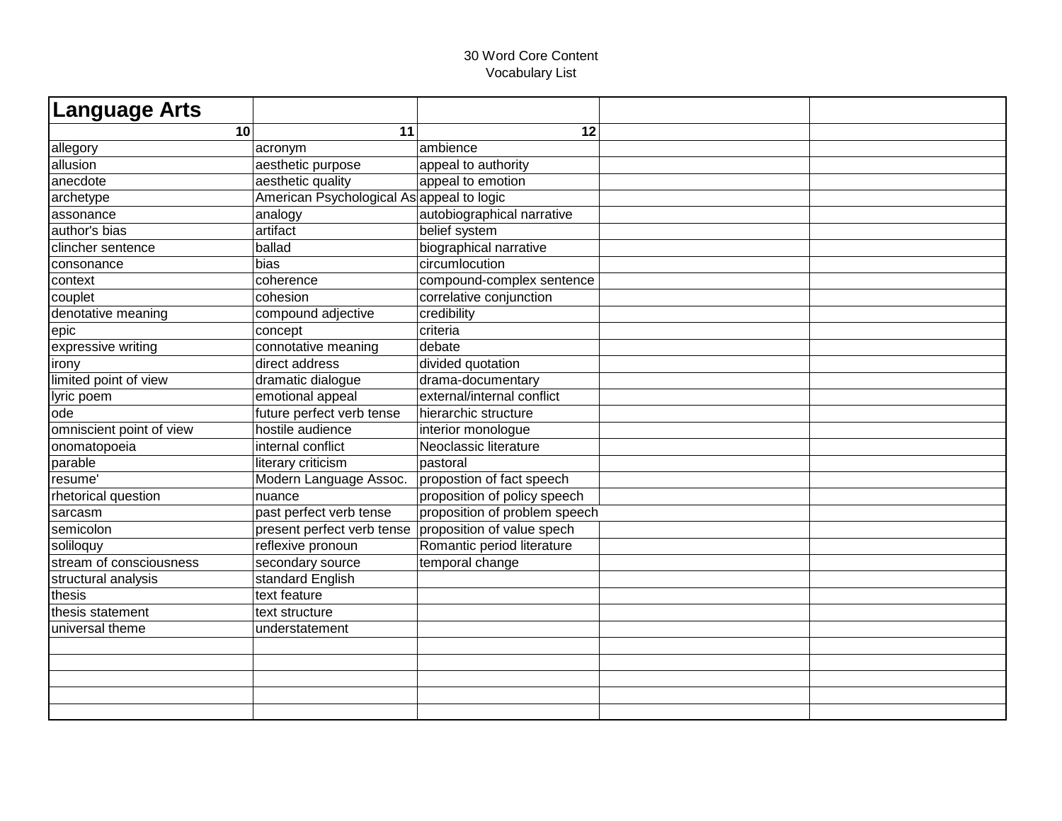30 Word Core Content
Vocabulary List

| Language Arts | | | | |
|---|---|---|---|---|
| 10 | 11 | 12 | | |
| allegory | acronym | ambience | | |
| allusion | aesthetic purpose | appeal to authority | | |
| anecdote | aesthetic quality | appeal to emotion | | |
| archetype | American Psychological As | appeal to logic | | |
| assonance | analogy | autobiographical narrative | | |
| author's bias | artifact | belief system | | |
| clincher sentence | ballad | biographical narrative | | |
| consonance | bias | circumlocution | | |
| context | coherence | compound-complex sentence | | |
| couplet | cohesion | correlative conjunction | | |
| denotative meaning | compound adjective | credibility | | |
| epic | concept | criteria | | |
| expressive writing | connotative meaning | debate | | |
| irony | direct address | divided quotation | | |
| limited point of view | dramatic dialogue | drama-documentary | | |
| lyric poem | emotional appeal | external/internal conflict | | |
| ode | future perfect verb tense | hierarchic structure | | |
| omniscient point of view | hostile audience | interior monologue | | |
| onomatopoeia | internal conflict | Neoclassic literature | | |
| parable | literary criticism | pastoral | | |
| resume' | Modern Language Assoc. | propostion of fact speech | | |
| rhetorical question | nuance | proposition of policy speech | | |
| sarcasm | past perfect verb tense | proposition of problem speech | | |
| semicolon | present perfect verb tense | proposition of value spech | | |
| soliloquy | reflexive pronoun | Romantic period literature | | |
| stream of consciousness | secondary source | temporal change | | |
| structural analysis | standard English | | | |
| thesis | text feature | | | |
| thesis statement | text structure | | | |
| universal theme | understatement | | | |
| | | | | |
| | | | | |
| | | | | |
| | | | | |
| | | | | |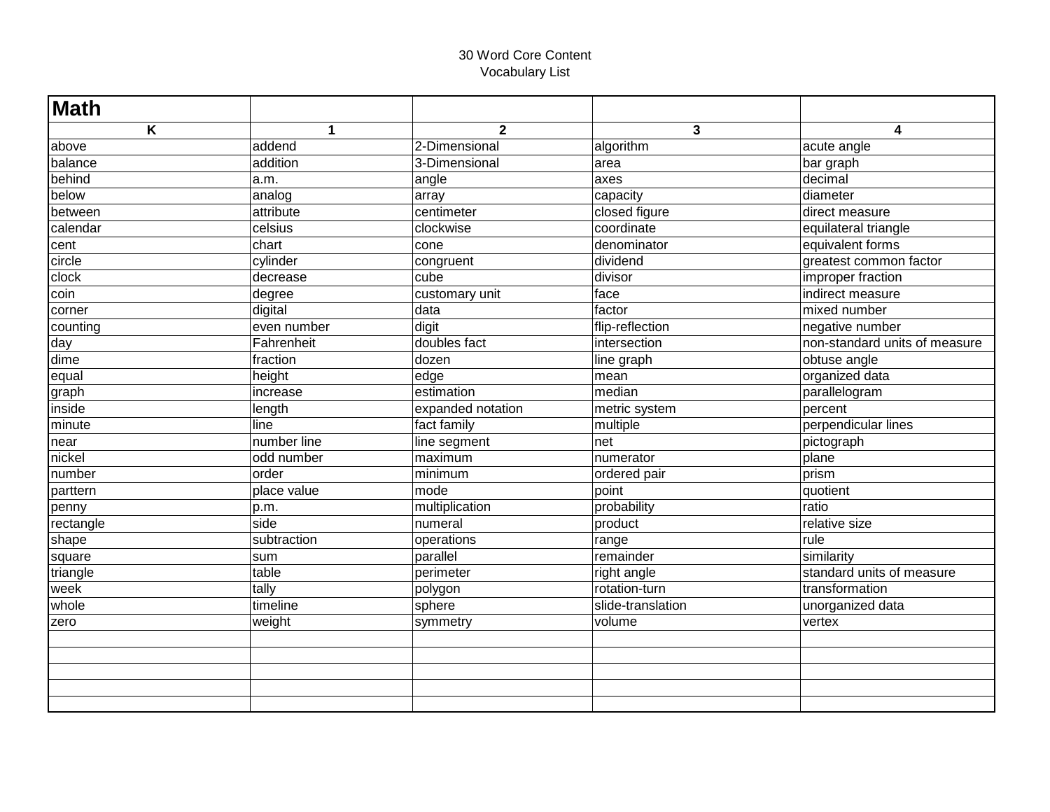30 Word Core Content
Vocabulary List

| Math | | | | |
|---|---|---|---|---|
| **K** | **1** | **2** | **3** | **4** |
| above | addend | 2-Dimensional | algorithm | acute angle |
| balance | addition | 3-Dimensional | area | bar graph |
| behind | a.m. | angle | axes | decimal |
| below | analog | array | capacity | diameter |
| between | attribute | centimeter | closed figure | direct measure |
| calendar | celsius | clockwise | coordinate | equilateral triangle |
| cent | chart | cone | denominator | equivalent forms |
| circle | cylinder | congruent | dividend | greatest common factor |
| clock | decrease | cube | divisor | improper fraction |
| coin | degree | customary unit | face | indirect measure |
| corner | digital | data | factor | mixed number |
| counting | even number | digit | flip-reflection | negative number |
| day | Fahrenheit | doubles fact | intersection | non-standard units of measure |
| dime | fraction | dozen | line graph | obtuse angle |
| equal | height | edge | mean | organized data |
| graph | increase | estimation | median | parallelogram |
| inside | length | expanded notation | metric system | percent |
| minute | line | fact family | multiple | perpendicular lines |
| near | number line | line segment | net | pictograph |
| nickel | odd number | maximum | numerator | plane |
| number | order | minimum | ordered pair | prism |
| parttern | place value | mode | point | quotient |
| penny | p.m. | multiplication | probability | ratio |
| rectangle | side | numeral | product | relative size |
| shape | subtraction | operations | range | rule |
| square | sum | parallel | remainder | similarity |
| triangle | table | perimeter | right angle | standard units of measure |
| week | tally | polygon | rotation-turn | transformation |
| whole | timeline | sphere | slide-translation | unorganized data |
| zero | weight | symmetry | volume | vertex |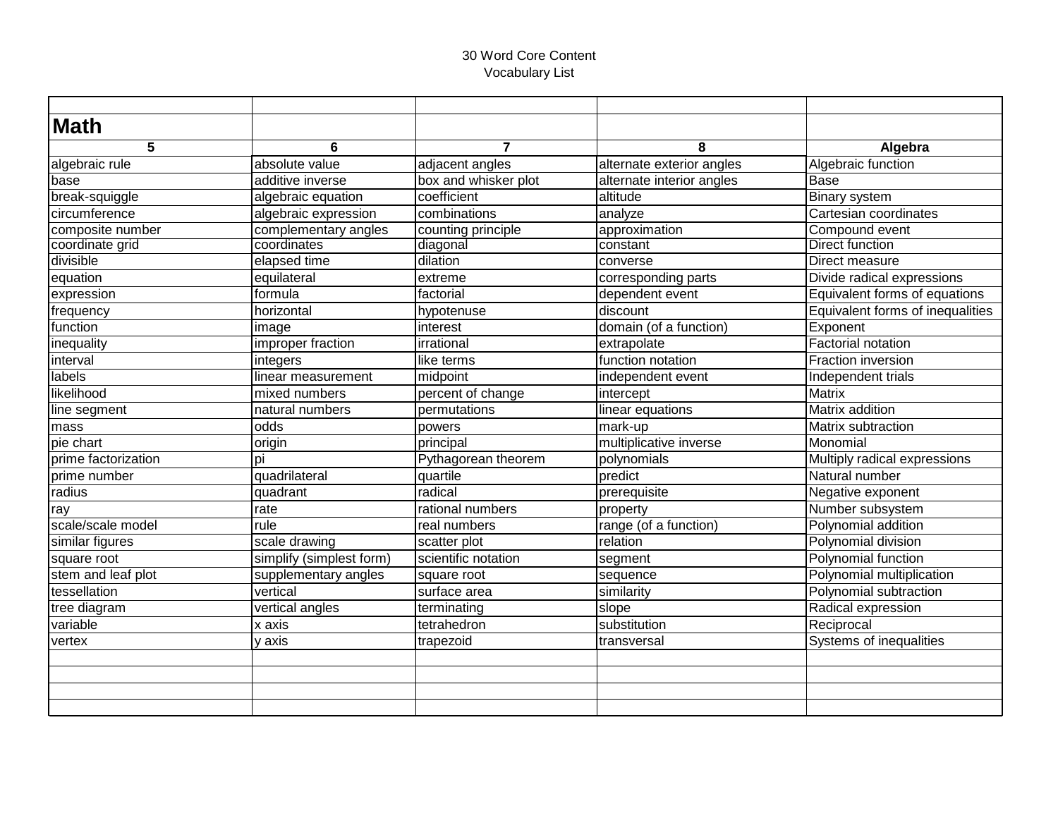30 Word Core Content
Vocabulary List

## Math

| 5 | 6 | 7 | 8 | Algebra |
|---|---|---|---|---|
| algebraic rule | absolute value | adjacent angles | alternate exterior angles | Algebraic function |
| base | additive inverse | box and whisker plot | alternate interior angles | Base |
| break-squiggle | algebraic equation | coefficient | altitude | Binary system |
| circumference | algebraic expression | combinations | analyze | Cartesian coordinates |
| composite number | complementary angles | counting principle | approximation | Compound event |
| coordinate grid | coordinates | diagonal | constant | Direct function |
| divisible | elapsed time | dilation | converse | Direct measure |
| equation | equilateral | extreme | corresponding parts | Divide radical expressions |
| expression | formula | factorial | dependent event | Equivalent forms of equations |
| frequency | horizontal | hypotenuse | discount | Equivalent forms of inequalities |
| function | image | interest | domain (of a function) | Exponent |
| inequality | improper fraction | irrational | extrapolate | Factorial notation |
| interval | integers | like terms | function notation | Fraction inversion |
| labels | linear measurement | midpoint | independent event | Independent trials |
| likelihood | mixed numbers | percent of change | intercept | Matrix |
| line segment | natural numbers | permutations | linear equations | Matrix addition |
| mass | odds | powers | mark-up | Matrix subtraction |
| pie chart | origin | principal | multiplicative inverse | Monomial |
| prime factorization | pi | Pythagorean theorem | polynomials | Multiply radical expressions |
| prime number | quadrilateral | quartile | predict | Natural number |
| radius | quadrant | radical | prerequisite | Negative exponent |
| ray | rate | rational numbers | property | Number subsystem |
| scale/scale model | rule | real numbers | range (of a function) | Polynomial addition |
| similar figures | scale drawing | scatter plot | relation | Polynomial division |
| square root | simplify (simplest form) | scientific notation | segment | Polynomial function |
| stem and leaf plot | supplementary angles | square root | sequence | Polynomial multiplication |
| tessellation | vertical | surface area | similarity | Polynomial subtraction |
| tree diagram | vertical angles | terminating | slope | Radical expression |
| variable | x axis | tetrahedron | substitution | Reciprocal |
| vertex | y axis | trapezoid | transversal | Systems of inequalities |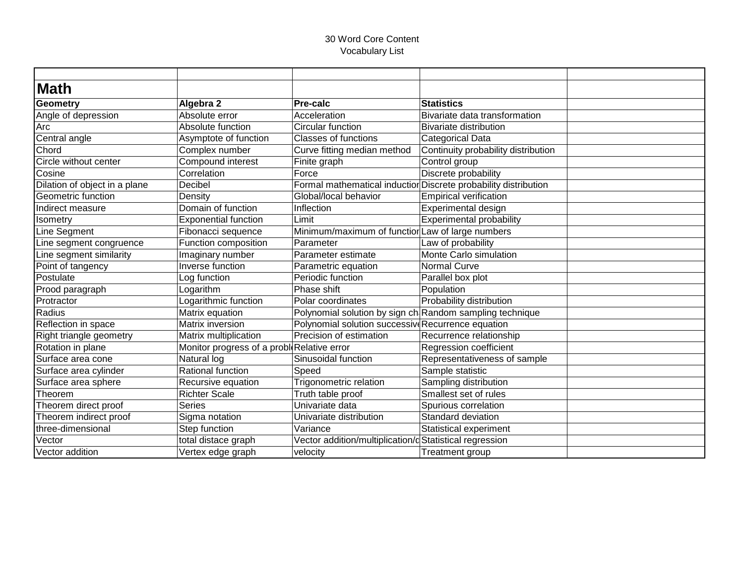30 Word Core Content
Vocabulary List

| | | | | |
|---|---|---|---|---|
| **Math** | | | | |
| **Geometry** | **Algebra 2** | **Pre-calc** | **Statistics** | |
| Angle of depression | Absolute error | Acceleration | Bivariate data transformation | |
| Arc | Absolute function | Circular function | Bivariate distribution | |
| Central angle | Asymptote of function | Classes of functions | Categorical Data | |
| Chord | Complex number | Curve fitting median method | Continuity probability distribution | |
| Circle without center | Compound interest | Finite graph | Control group | |
| Cosine | Correlation | Force | Discrete probability | |
| Dilation of object in a plane | Decibel | Formal mathematical inductior | Discrete probability distribution | |
| Geometric function | Density | Global/local behavior | Empirical verification | |
| Indirect measure | Domain of function | Inflection | Experimental design | |
| Isometry | Exponential function | Limit | Experimental probability | |
| Line Segment | Fibonacci sequence | Minimum/maximum of functior | Law of large numbers | |
| Line segment congruence | Function composition | Parameter | Law of probability | |
| Line segment similarity | Imaginary number | Parameter estimate | Monte Carlo simulation | |
| Point of tangency | Inverse function | Parametric equation | Normal Curve | |
| Postulate | Log function | Periodic function | Parallel box plot | |
| Prood paragraph | Logarithm | Phase shift | Population | |
| Protractor | Logarithmic function | Polar coordinates | Probability distribution | |
| Radius | Matrix equation | Polynomial solution by sign ch | Random sampling technique | |
| Reflection in space | Matrix inversion | Polynomial solution successive | Recurrence equation | |
| Right triangle geometry | Matrix multiplication | Precision of estimation | Recurrence relationship | |
| Rotation in plane | Monitor progress of a probl | Relative error | Regression coefficient | |
| Surface area cone | Natural log | Sinusoidal function | Representativeness of sample | |
| Surface area cylinder | Rational function | Speed | Sample statistic | |
| Surface area sphere | Recursive equation | Trigonometric relation | Sampling distribution | |
| Theorem | Richter Scale | Truth table proof | Smallest set of rules | |
| Theorem direct proof | Series | Univariate data | Spurious correlation | |
| Theorem indirect proof | Sigma notation | Univariate distribution | Standard deviation | |
| three-dimensional | Step function | Variance | Statistical experiment | |
| Vector | total distace graph | Vector addition/multiplication/c | Statistical regression | |
| Vector addition | Vertex edge graph | velocity | Treatment group | |